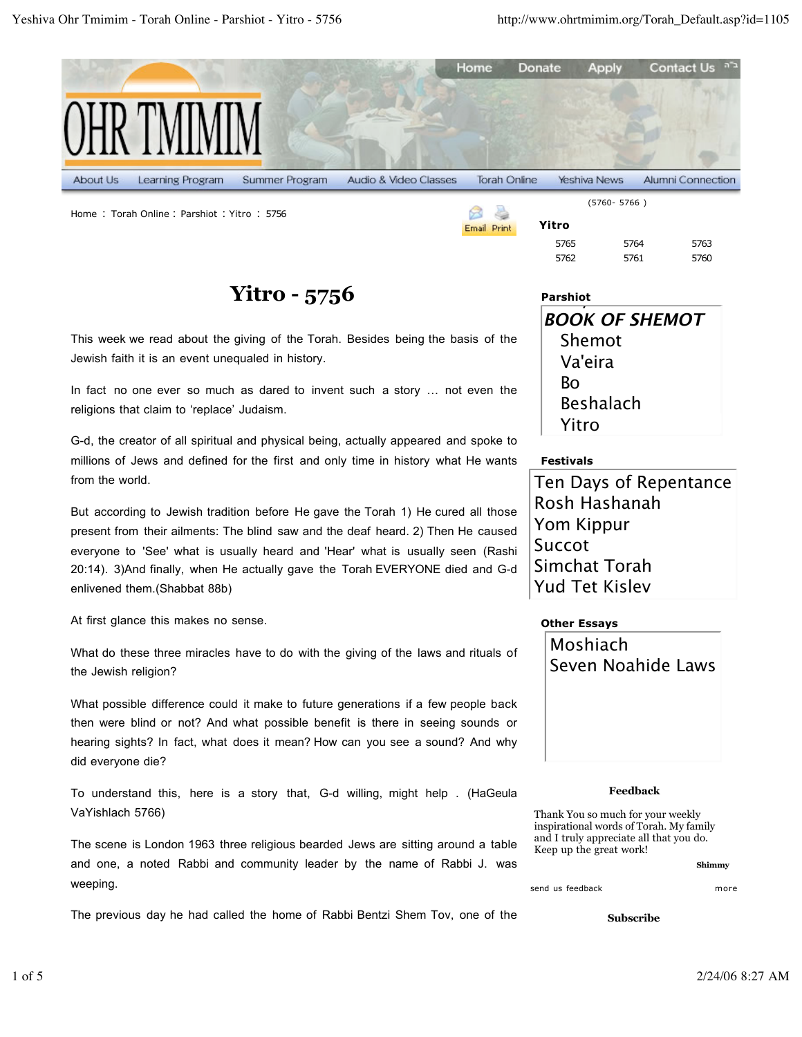Home : Torah Online : Parshiot : Yitro : 5756

# Yitro - 5756

This week we read about the giving of the Torah. Besides being the basis of the Jewish faith it is an event unequaled in history.

In fact no one ever so much as dared to invent such a story … not even the religions that claim to 'replace' Judaism.

G-d, the creator of all spiritual and physical being, actually appeared and spoke to millions of Jews and defined for the first and only time in history what He wants from the world.

But according to Jewish tradition before He gave the Torah 1) He cured all those present from their ailments: The blind saw and the deaf heard. 2) Then He caused everyone to 'See' what is usually heard and 'Hear' what is usually seen (Rashi 20:14). 3)And finally, when He actually gave the Torah EVERYONE died and G-d enlivened them.(Shabbat 88b)

At first glance this makes no sense.

What do these three miracles have to do with the giving of the laws and rituals of the Jewish religion?

What possible difference could it make to future generations if a few people back then were blind or not? And what possible benefit is there in seeing sounds or hearing sights? In fact, what does it mean? How can you see a sound? And why did everyone die?

To understand this, here is a story that, G-d willing, might help . (HaGeula VaYishlach 5766)

The scene is London 1963 three religious bearded Jews are sitting around a table and one, a noted Rabbi and community leader by the name of Rabbi J. was weeping.

The previous day he had called the home of Rabbi Bentzi Shem Tov, one of the

(5760- 5766 )

**Yitro**

| | | |
|---|---|---|
| 5765 | 5764 | 5763 |
| 5762 | 5761 | 5760 |

**Parshiot**

***BOOK OF SHEMOT***
- Shemot
- Va'eira
- Bo
- Beshalach
- Yitro

**Festivals**

- Ten Days of Repentance
- Rosh Hashanah
- Yom Kippur
- Succot
- Simchat Torah
- Yud Tet Kislev

**Other Essays**

- Moshiach
- Seven Noahide Laws

**Feedback**

Thank You so much for your weekly inspirational words of Torah. My family and I truly appreciate all that you do. Keep up the great work!

**Shimmy**

send us feedback more

**Subscribe**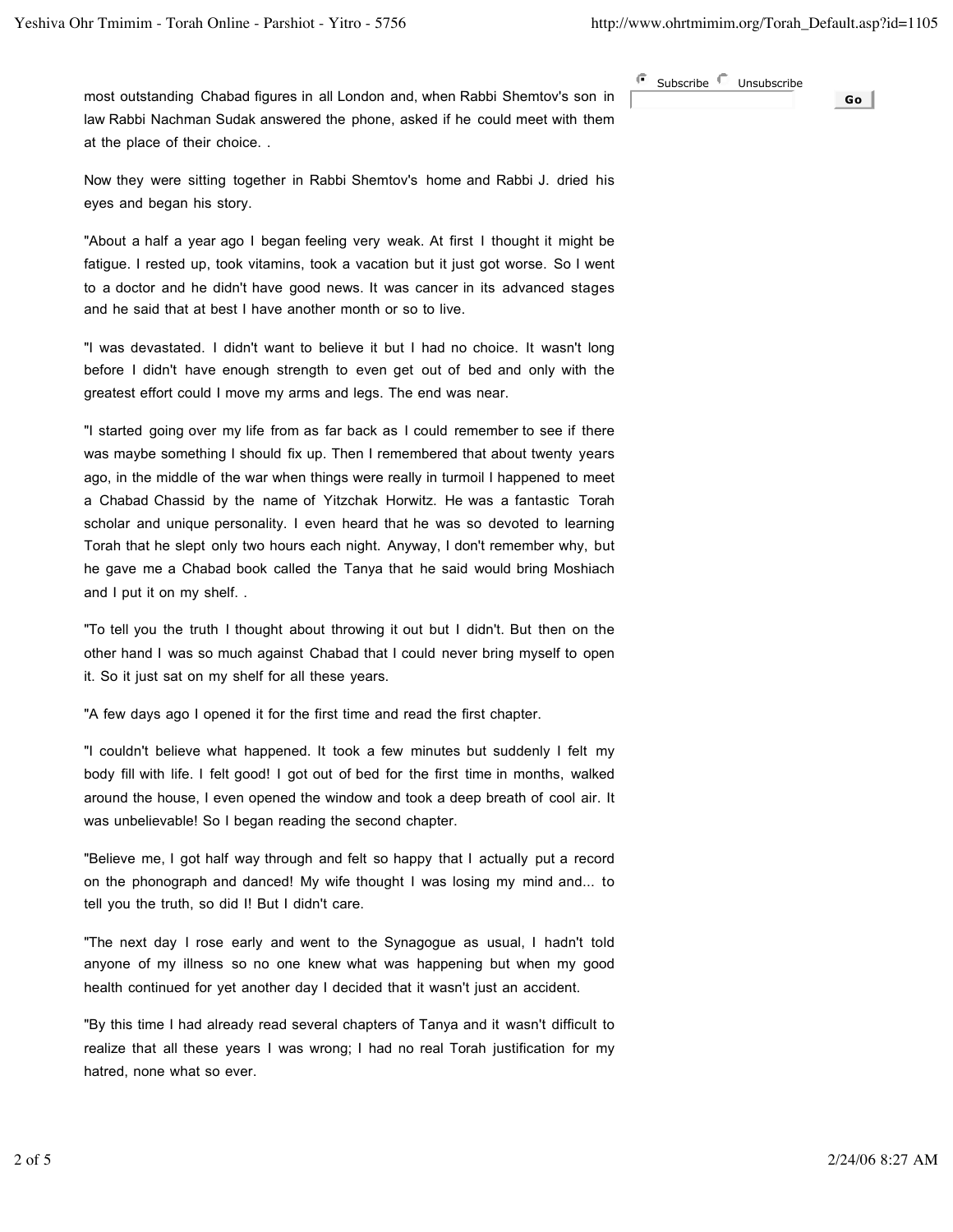most outstanding Chabad figures in all London and, when Rabbi Shemtov's son in law Rabbi Nachman Sudak answered the phone, asked if he could meet with them at the place of their choice. .

Now they were sitting together in Rabbi Shemtov's home and Rabbi J. dried his eyes and began his story.

"About a half a year ago I began feeling very weak. At first I thought it might be fatigue. I rested up, took vitamins, took a vacation but it just got worse. So I went to a doctor and he didn't have good news. It was cancer in its advanced stages and he said that at best I have another month or so to live.

"I was devastated. I didn't want to believe it but I had no choice. It wasn't long before I didn't have enough strength to even get out of bed and only with the greatest effort could I move my arms and legs. The end was near.

"I started going over my life from as far back as I could remember to see if there was maybe something I should fix up. Then I remembered that about twenty years ago, in the middle of the war when things were really in turmoil I happened to meet a Chabad Chassid by the name of Yitzchak Horwitz. He was a fantastic Torah scholar and unique personality. I even heard that he was so devoted to learning Torah that he slept only two hours each night. Anyway, I don't remember why, but he gave me a Chabad book called the Tanya that he said would bring Moshiach and I put it on my shelf. .

"To tell you the truth I thought about throwing it out but I didn't. But then on the other hand I was so much against Chabad that I could never bring myself to open it. So it just sat on my shelf for all these years.

"A few days ago I opened it for the first time and read the first chapter.

"I couldn't believe what happened. It took a few minutes but suddenly I felt my body fill with life. I felt good! I got out of bed for the first time in months, walked around the house, I even opened the window and took a deep breath of cool air. It was unbelievable! So I began reading the second chapter.

"Believe me, I got half way through and felt so happy that I actually put a record on the phonograph and danced! My wife thought I was losing my mind and... to tell you the truth, so did I! But I didn't care.

"The next day I rose early and went to the Synagogue as usual, I hadn't told anyone of my illness so no one knew what was happening but when my good health continued for yet another day I decided that it wasn't just an accident.

"By this time I had already read several chapters of Tanya and it wasn't difficult to realize that all these years I was wrong; I had no real Torah justification for my hatred, none what so ever.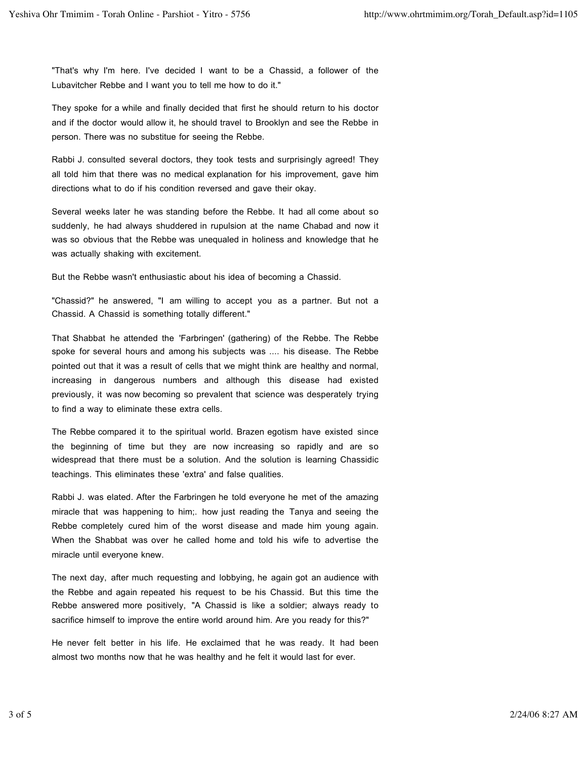"That's why I'm here. I've decided I want to be a Chassid, a follower of the Lubavitcher Rebbe and I want you to tell me how to do it."

They spoke for a while and finally decided that first he should return to his doctor and if the doctor would allow it, he should travel to Brooklyn and see the Rebbe in person. There was no substitue for seeing the Rebbe.

Rabbi J. consulted several doctors, they took tests and surprisingly agreed! They all told him that there was no medical explanation for his improvement, gave him directions what to do if his condition reversed and gave their okay.

Several weeks later he was standing before the Rebbe. It had all come about so suddenly, he had always shuddered in rupulsion at the name Chabad and now it was so obvious that the Rebbe was unequaled in holiness and knowledge that he was actually shaking with excitement.

But the Rebbe wasn't enthusiastic about his idea of becoming a Chassid.

"Chassid?" he answered, "I am willing to accept you as a partner. But not a Chassid. A Chassid is something totally different."

That Shabbat he attended the 'Farbringen' (gathering) of the Rebbe. The Rebbe spoke for several hours and among his subjects was .... his disease. The Rebbe pointed out that it was a result of cells that we might think are healthy and normal, increasing in dangerous numbers and although this disease had existed previously, it was now becoming so prevalent that science was desperately trying to find a way to eliminate these extra cells.

The Rebbe compared it to the spiritual world. Brazen egotism have existed since the beginning of time but they are now increasing so rapidly and are so widespread that there must be a solution. And the solution is learning Chassidic teachings. This eliminates these 'extra' and false qualities.

Rabbi J. was elated. After the Farbringen he told everyone he met of the amazing miracle that was happening to him;. how just reading the Tanya and seeing the Rebbe completely cured him of the worst disease and made him young again. When the Shabbat was over he called home and told his wife to advertise the miracle until everyone knew.

The next day, after much requesting and lobbying, he again got an audience with the Rebbe and again repeated his request to be his Chassid. But this time the Rebbe answered more positively, "A Chassid is like a soldier; always ready to sacrifice himself to improve the entire world around him. Are you ready for this?"

He never felt better in his life. He exclaimed that he was ready. It had been almost two months now that he was healthy and he felt it would last for ever.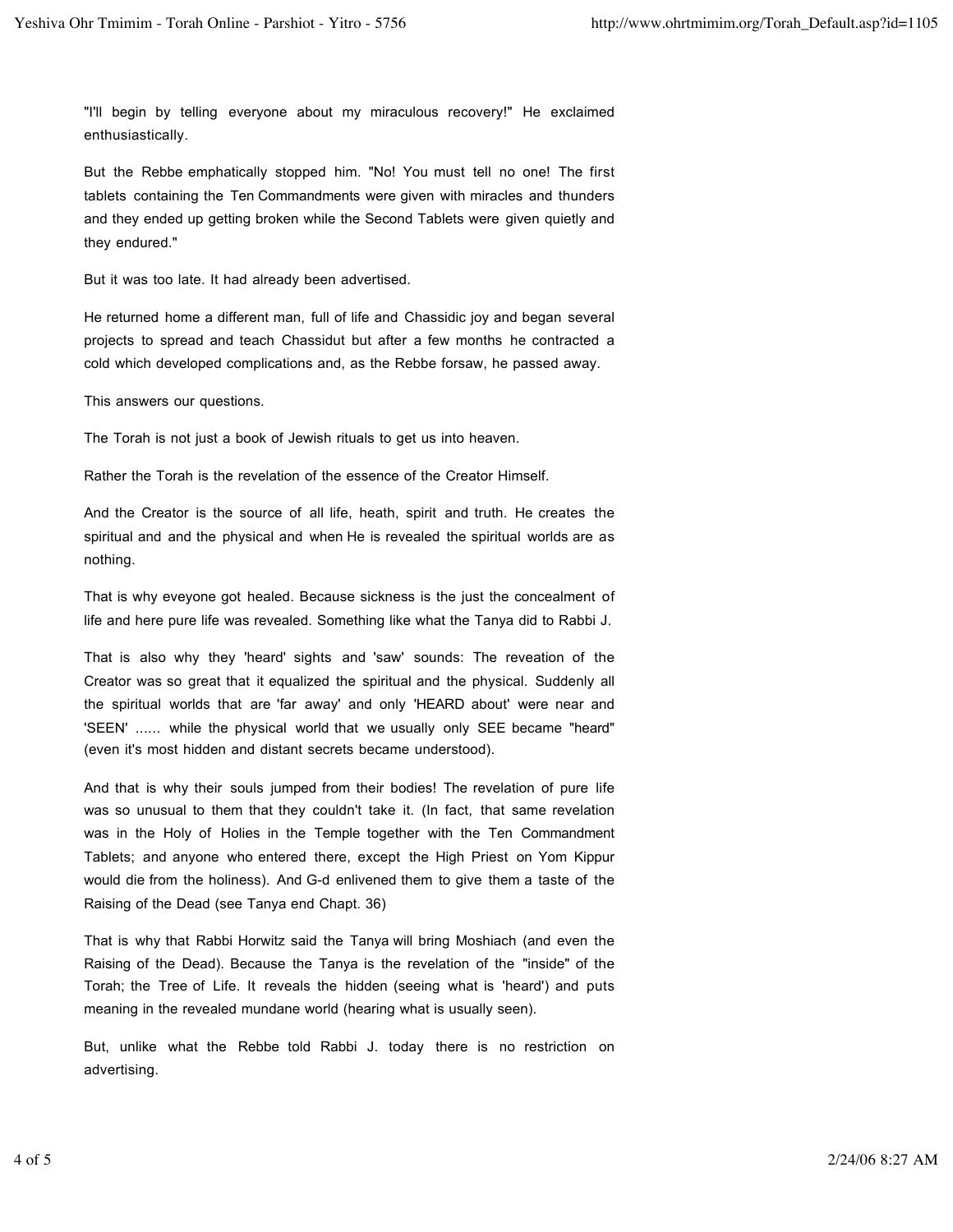"I'll begin by telling everyone about my miraculous recovery!" He exclaimed enthusiastically.

But the Rebbe emphatically stopped him. "No! You must tell no one! The first tablets containing the Ten Commandments were given with miracles and thunders and they ended up getting broken while the Second Tablets were given quietly and they endured."

But it was too late. It had already been advertised.

He returned home a different man, full of life and Chassidic joy and began several projects to spread and teach Chassidut but after a few months he contracted a cold which developed complications and, as the Rebbe forsaw, he passed away.

This answers our questions.

The Torah is not just a book of Jewish rituals to get us into heaven.

Rather the Torah is the revelation of the essence of the Creator Himself.

And the Creator is the source of all life, heath, spirit and truth. He creates the spiritual and and the physical and when He is revealed the spiritual worlds are as nothing.

That is why eveyone got healed. Because sickness is the just the concealment of life and here pure life was revealed. Something like what the Tanya did to Rabbi J.

That is also why they 'heard' sights and 'saw' sounds: The reveation of the Creator was so great that it equalized the spiritual and the physical. Suddenly all the spiritual worlds that are 'far away' and only 'HEARD about' were near and 'SEEN' ...... while the physical world that we usually only SEE became "heard" (even it's most hidden and distant secrets became understood).

And that is why their souls jumped from their bodies! The revelation of pure life was so unusual to them that they couldn't take it. (In fact, that same revelation was in the Holy of Holies in the Temple together with the Ten Commandment Tablets; and anyone who entered there, except the High Priest on Yom Kippur would die from the holiness). And G-d enlivened them to give them a taste of the Raising of the Dead (see Tanya end Chapt. 36)

That is why that Rabbi Horwitz said the Tanya will bring Moshiach (and even the Raising of the Dead). Because the Tanya is the revelation of the "inside" of the Torah; the Tree of Life. It reveals the hidden (seeing what is 'heard') and puts meaning in the revealed mundane world (hearing what is usually seen).

But, unlike what the Rebbe told Rabbi J. today there is no restriction on advertising.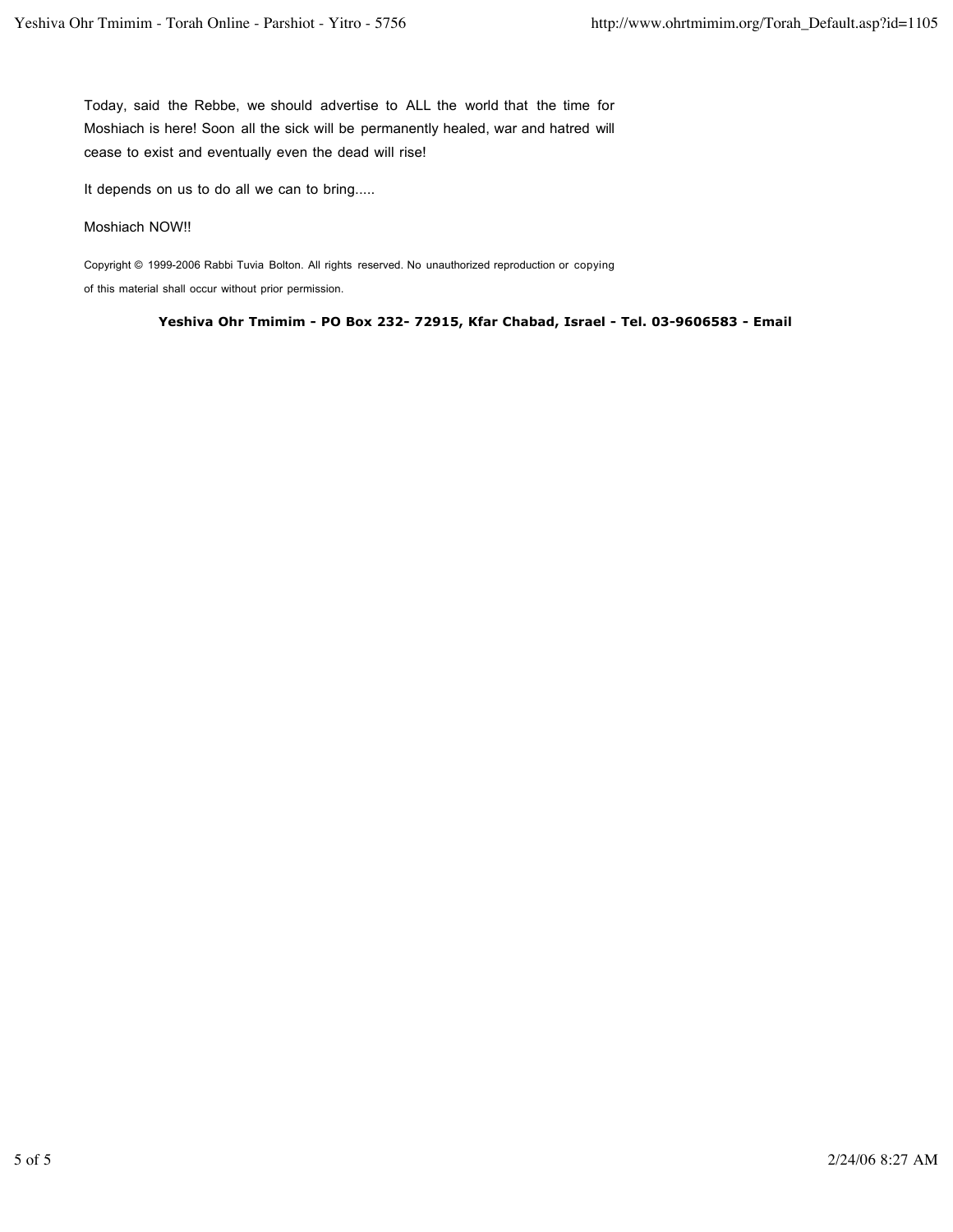Today, said the Rebbe, we should advertise to ALL the world that the time for Moshiach is here! Soon all the sick will be permanently healed, war and hatred will cease to exist and eventually even the dead will rise!

It depends on us to do all we can to bring.....

Moshiach NOW!!

Copyright © 1999-2006 Rabbi Tuvia Bolton. All rights reserved. No unauthorized reproduction or copying of this material shall occur without prior permission.

**Yeshiva Ohr Tmimim - PO Box 232- 72915, Kfar Chabad, Israel - Tel. 03-9606583 - Email**